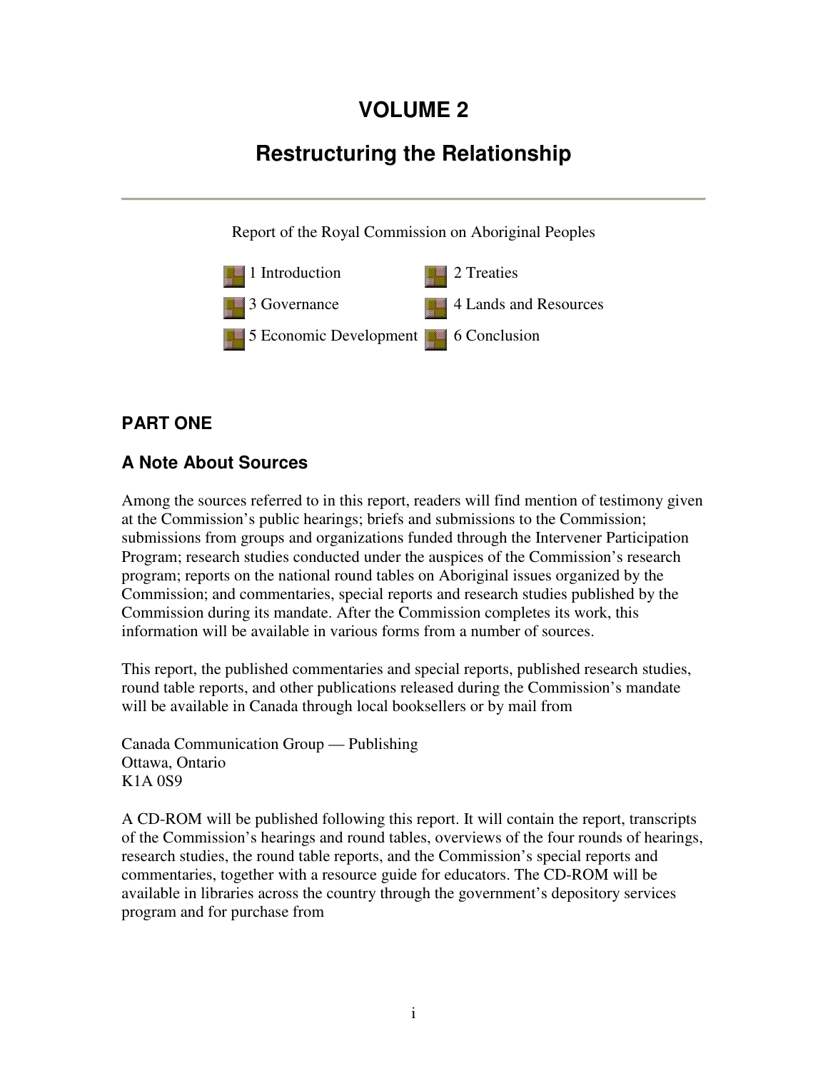# VOLUME 2

# Restructuring the Relationship

Report of the Royal Commission on Aboriginal Peoples

- 1 Introduction
- 2 Treaties
- 3 Governance
- 4 Lands and Resources
- 5 Economic Development
- 6 Conclusion

## PART ONE

## A Note About Sources

Among the sources referred to in this report, readers will find mention of testimony given at the Commission's public hearings; briefs and submissions to the Commission; submissions from groups and organizations funded through the Intervener Participation Program; research studies conducted under the auspices of the Commission's research program; reports on the national round tables on Aboriginal issues organized by the Commission; and commentaries, special reports and research studies published by the Commission during its mandate. After the Commission completes its work, this information will be available in various forms from a number of sources.

This report, the published commentaries and special reports, published research studies, round table reports, and other publications released during the Commission's mandate will be available in Canada through local booksellers or by mail from

Canada Communication Group — Publishing
Ottawa, Ontario
K1A 0S9

A CD-ROM will be published following this report. It will contain the report, transcripts of the Commission's hearings and round tables, overviews of the four rounds of hearings, research studies, the round table reports, and the Commission's special reports and commentaries, together with a resource guide for educators. The CD-ROM will be available in libraries across the country through the government's depository services program and for purchase from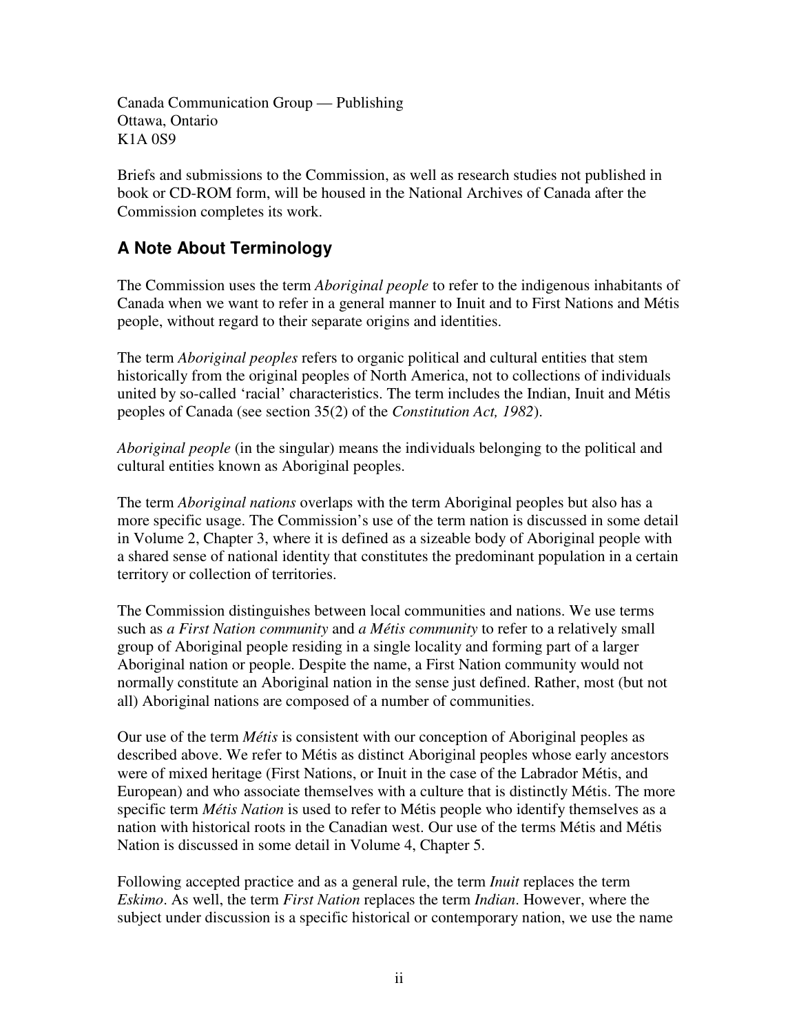Canada Communication Group — Publishing
Ottawa, Ontario
K1A 0S9

Briefs and submissions to the Commission, as well as research studies not published in book or CD-ROM form, will be housed in the National Archives of Canada after the Commission completes its work.

## A Note About Terminology

The Commission uses the term *Aboriginal people* to refer to the indigenous inhabitants of Canada when we want to refer in a general manner to Inuit and to First Nations and Métis people, without regard to their separate origins and identities.

The term *Aboriginal peoples* refers to organic political and cultural entities that stem historically from the original peoples of North America, not to collections of individuals united by so-called 'racial' characteristics. The term includes the Indian, Inuit and Métis peoples of Canada (see section 35(2) of the *Constitution Act, 1982*).

*Aboriginal people* (in the singular) means the individuals belonging to the political and cultural entities known as Aboriginal peoples.

The term *Aboriginal nations* overlaps with the term Aboriginal peoples but also has a more specific usage. The Commission's use of the term nation is discussed in some detail in Volume 2, Chapter 3, where it is defined as a sizeable body of Aboriginal people with a shared sense of national identity that constitutes the predominant population in a certain territory or collection of territories.

The Commission distinguishes between local communities and nations. We use terms such as *a First Nation community* and *a Métis community* to refer to a relatively small group of Aboriginal people residing in a single locality and forming part of a larger Aboriginal nation or people. Despite the name, a First Nation community would not normally constitute an Aboriginal nation in the sense just defined. Rather, most (but not all) Aboriginal nations are composed of a number of communities.

Our use of the term *Métis* is consistent with our conception of Aboriginal peoples as described above. We refer to Métis as distinct Aboriginal peoples whose early ancestors were of mixed heritage (First Nations, or Inuit in the case of the Labrador Métis, and European) and who associate themselves with a culture that is distinctly Métis. The more specific term *Métis Nation* is used to refer to Métis people who identify themselves as a nation with historical roots in the Canadian west. Our use of the terms Métis and Métis Nation is discussed in some detail in Volume 4, Chapter 5.

Following accepted practice and as a general rule, the term *Inuit* replaces the term *Eskimo*. As well, the term *First Nation* replaces the term *Indian*. However, where the subject under discussion is a specific historical or contemporary nation, we use the name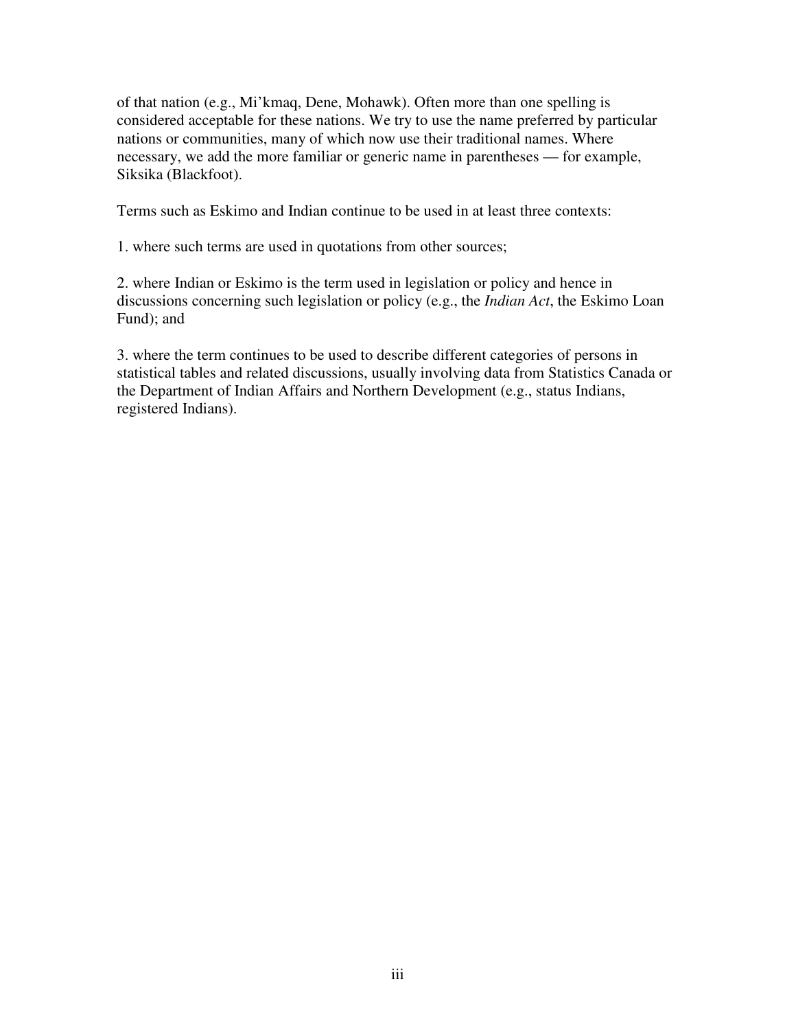of that nation (e.g., Mi'kmaq, Dene, Mohawk). Often more than one spelling is considered acceptable for these nations. We try to use the name preferred by particular nations or communities, many of which now use their traditional names. Where necessary, we add the more familiar or generic name in parentheses — for example, Siksika (Blackfoot).

Terms such as Eskimo and Indian continue to be used in at least three contexts:

1. where such terms are used in quotations from other sources;

2. where Indian or Eskimo is the term used in legislation or policy and hence in discussions concerning such legislation or policy (e.g., the *Indian Act*, the Eskimo Loan Fund); and

3. where the term continues to be used to describe different categories of persons in statistical tables and related discussions, usually involving data from Statistics Canada or the Department of Indian Affairs and Northern Development (e.g., status Indians, registered Indians).